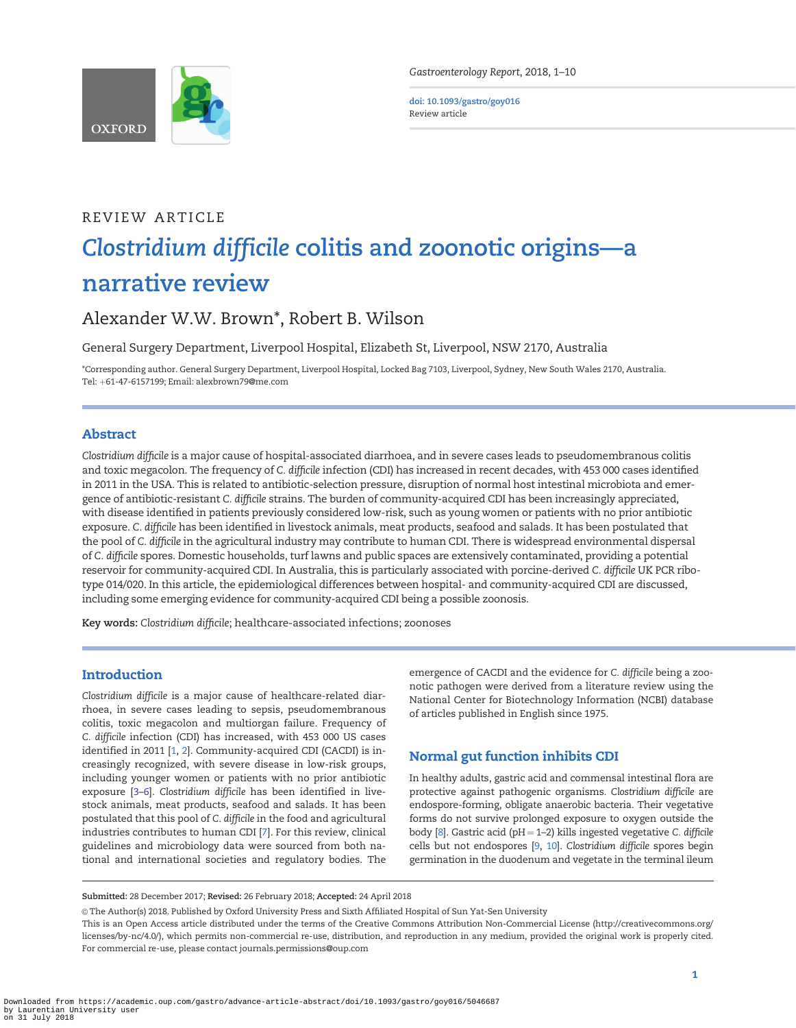REVIEW ARTICLE

# *Clostridium difficile* colitis and zoonotic origins—a narrative review

Alexander W.W. Brown*, Robert B. Wilson

General Surgery Department, Liverpool Hospital, Elizabeth St, Liverpool, NSW 2170, Australia

*Corresponding author. General Surgery Department, Liverpool Hospital, Locked Bag 7103, Liverpool, Sydney, New South Wales 2170, Australia. Tel: +61-47-6157199; Email: alexbrown79@me.com

## Abstract

*Clostridium difficile* is a major cause of hospital-associated diarrhoea, and in severe cases leads to pseudomembranous colitis and toxic megacolon. The frequency of *C. difficile* infection (CDI) has increased in recent decades, with 453 000 cases identified in 2011 in the USA. This is related to antibiotic-selection pressure, disruption of normal host intestinal microbiota and emergence of antibiotic-resistant *C. difficile* strains. The burden of community-acquired CDI has been increasingly appreciated, with disease identified in patients previously considered low-risk, such as young women or patients with no prior antibiotic exposure. *C. difficile* has been identified in livestock animals, meat products, seafood and salads. It has been postulated that the pool of *C. difficile* in the agricultural industry may contribute to human CDI. There is widespread environmental dispersal of *C. difficile* spores. Domestic households, turf lawns and public spaces are extensively contaminated, providing a potential reservoir for community-acquired CDI. In Australia, this is particularly associated with porcine-derived *C. difficile* UK PCR ribotype 014/020. In this article, the epidemiological differences between hospital- and community-acquired CDI are discussed, including some emerging evidence for community-acquired CDI being a possible zoonosis.

**Key words:** *Clostridium difficile*; healthcare-associated infections; zoonoses

## Introduction

*Clostridium difficile* is a major cause of healthcare-related diarrhoea, in severe cases leading to sepsis, pseudomembranous colitis, toxic megacolon and multiorgan failure. Frequency of *C. difficile* infection (CDI) has increased, with 453 000 US cases identified in 2011 [1, 2]. Community-acquired CDI (CACDI) is increasingly recognized, with severe disease in low-risk groups, including younger women or patients with no prior antibiotic exposure [3–6]. *Clostridium difficile* has been identified in livestock animals, meat products, seafood and salads. It has been postulated that this pool of *C. difficile* in the food and agricultural industries contributes to human CDI [7]. For this review, clinical guidelines and microbiology data were sourced from both national and international societies and regulatory bodies. The emergence of CACDI and the evidence for *C. difficile* being a zoonotic pathogen were derived from a literature review using the National Center for Biotechnology Information (NCBI) database of articles published in English since 1975.

## Normal gut function inhibits CDI

In healthy adults, gastric acid and commensal intestinal flora are protective against pathogenic organisms. *Clostridium difficile* are endospore-forming, obligate anaerobic bacteria. Their vegetative forms do not survive prolonged exposure to oxygen outside the body [8]. Gastric acid (pH = 1–2) kills ingested vegetative *C. difficile* cells but not endospores [9, 10]. *Clostridium difficile* spores begin germination in the duodenum and vegetate in the terminal ileum

**Submitted:** 28 December 2017; **Revised:** 26 February 2018; **Accepted:** 24 April 2018

© The Author(s) 2018. Published by Oxford University Press and Sixth Affiliated Hospital of Sun Yat-Sen University

This is an Open Access article distributed under the terms of the Creative Commons Attribution Non-Commercial License (http://creativecommons.org/licenses/by-nc/4.0/), which permits non-commercial re-use, distribution, and reproduction in any medium, provided the original work is properly cited. For commercial re-use, please contact journals.permissions@oup.com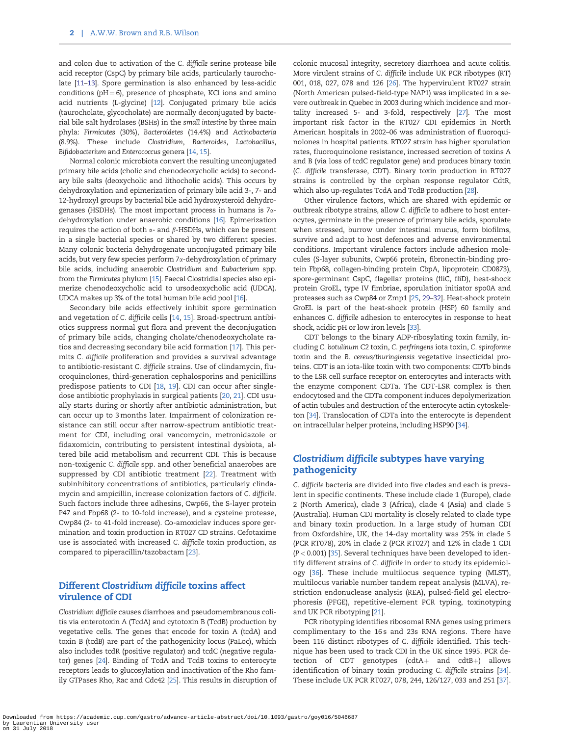and colon due to activation of the *C. difficile* serine protease bile acid receptor (CspC) by primary bile acids, particularly taurocholate [11–13]. Spore germination is also enhanced by less-acidic conditions (pH = 6), presence of phosphate, KCl ions and amino acid nutrients (L-glycine) [12]. Conjugated primary bile acids (taurocholate, glycocholate) are normally deconjugated by bacterial bile salt hydrolases (BSHs) in the *small intestine* by three main phyla: *Firmicutes* (30%), *Bacteroidetes* (14.4%) and *Actinobacteria* (8.9%). These include *Clostridium*, *Bacteroides*, *Lactobacillus*, *Bifidobacterium* and *Enterococcus* genera [14, 15].

Normal colonic microbiota convert the resulting unconjugated primary bile acids (cholic and chenodeoxycholic acids) to secondary bile salts (deoxycholic and lithocholic acids). This occurs by dehydroxylation and epimerization of primary bile acid 3-, 7- and 12-hydroxyl groups by bacterial bile acid hydroxysteroid dehydrogenases (HSDHs). The most important process in humans is 7$\alpha$-dehydroxylation under anaerobic conditions [16]. Epimerization requires the action of both $\alpha$- and $\beta$-HSDHs, which can be present in a single bacterial species or shared by two different species. Many colonic bacteria dehydrogenate unconjugated primary bile acids, but very few species perform 7$\alpha$-dehydroxylation of primary bile acids, including anaerobic *Clostridium* and *Eubacterium* spp. from the *Firmicutes* phylum [15]. Faecal Clostridial species also epimerize chenodeoxycholic acid to ursodeoxycholic acid (UDCA). UDCA makes up 3% of the total human bile acid pool [16].

Secondary bile acids effectively inhibit spore germination and vegetation of *C. difficile* cells [14, 15]. Broad-spectrum antibiotics suppress normal gut flora and prevent the deconjugation of primary bile acids, changing cholate/chenodeoxycholate ratios and decreasing secondary bile acid formation [17]. This permits *C. difficile* proliferation and provides a survival advantage to antibiotic-resistant *C. difficile* strains. Use of clindamycin, fluoroquinolones, third-generation cephalosporins and penicillins predispose patients to CDI [18, 19]. CDI can occur after single-dose antibiotic prophylaxis in surgical patients [20, 21]. CDI usually starts during or shortly after antibiotic administration, but can occur up to 3 months later. Impairment of colonization resistance can still occur after narrow-spectrum antibiotic treatment for CDI, including oral vancomycin, metronidazole or fidaxomicin, contributing to persistent intestinal dysbiota, altered bile acid metabolism and recurrent CDI. This is because non-toxigenic *C. difficile* spp. and other beneficial anaerobes are suppressed by CDI antibiotic treatment [22]. Treatment with subinhibitory concentrations of antibiotics, particularly clindamycin and ampicillin, increase colonization factors of *C. difficile*. Such factors include three adhesins, Cwp66, the S-layer protein P47 and Fbp68 (2- to 10-fold increase), and a cysteine protease, Cwp84 (2- to 41-fold increase). Co-amoxiclav induces spore germination and toxin production in RT027 CD strains. Cefotaxime use is associated with increased *C. difficile* toxin production, as compared to piperacillin/tazobactam [23].

## Different *Clostridium difficile* toxins affect virulence of CDI

*Clostridium difficile* causes diarrhoea and pseudomembranous colitis via enterotoxin A (TcdA) and cytotoxin B (TcdB) production by vegetative cells. The genes that encode for toxin A (tcdA) and toxin B (tcdB) are part of the pathogenicity locus (PaLoc), which also includes tcdR (positive regulator) and tcdC (negative regulator) genes [24]. Binding of TcdA and TcdB toxins to enterocyte receptors leads to glucosylation and inactivation of the Rho family GTPases Rho, Rac and Cdc42 [25]. This results in disruption of colonic mucosal integrity, secretory diarrhoea and acute colitis. More virulent strains of *C. difficile* include UK PCR ribotypes (RT) 001, 018, 027, 078 and 126 [26]. The hypervirulent RT027 strain (North American pulsed-field-type NAP1) was implicated in a severe outbreak in Quebec in 2003 during which incidence and mortality increased 5- and 3-fold, respectively [27]. The most important risk factor in the RT027 CDI epidemics in North American hospitals in 2002–06 was administration of fluoroquinolones in hospital patients. RT027 strain has higher sporulation rates, fluoroquinolone resistance, increased secretion of toxins A and B (via loss of tcdC regulator gene) and produces binary toxin (*C. difficile* transferase, CDT). Binary toxin production in RT027 strains is controlled by the orphan response regulator CdtR, which also up-regulates TcdA and TcdB production [28].

Other virulence factors, which are shared with epidemic or outbreak ribotype strains, allow *C. difficile* to adhere to host enterocytes, germinate in the presence of primary bile acids, sporulate when stressed, burrow under intestinal mucus, form biofilms, survive and adapt to host defences and adverse environmental conditions. Important virulence factors include adhesion molecules (S-layer subunits, Cwp66 protein, fibronectin-binding protein Fbp68, collagen-binding protein CbpA, lipoprotein CD0873), spore-germinant CspC, flagellar proteins (fliC, fliD), heat-shock protein GroEL, type IV fimbriae, sporulation initiator spo0A and proteases such as Cwp84 or Zmp1 [25, 29–32]. Heat-shock protein GroEL is part of the heat-shock protein (HSP) 60 family and enhances *C. difficile* adhesion to enterocytes in response to heat shock, acidic pH or low iron levels [33].

CDT belongs to the binary ADP-ribosylating toxin family, including *C. botulinum* C2 toxin, *C. perfringens* iota toxin, *C. spiroforme* toxin and the *B. cereus/thuringiensis* vegetative insecticidal proteins. CDT is an iota-like toxin with two components: CDTb binds to the LSR cell surface receptor on enterocytes and interacts with the enzyme component CDTa. The CDT-LSR complex is then endocytosed and the CDTa component induces depolymerization of actin tubules and destruction of the enterocyte actin cytoskeleton [34]. Translocation of CDTa into the enterocyte is dependent on intracellular helper proteins, including HSP90 [34].

## *Clostridium difficile* subtypes have varying pathogenicity

*C. difficile* bacteria are divided into five clades and each is prevalent in specific continents. These include clade 1 (Europe), clade 2 (North America), clade 3 (Africa), clade 4 (Asia) and clade 5 (Australia). Human CDI mortality is closely related to clade type and binary toxin production. In a large study of human CDI from Oxfordshire, UK, the 14-day mortality was 25% in clade 5 (PCR RT078), 20% in clade 2 (PCR RT027) and 12% in clade 1 CDI ($P < 0.001$) [35]. Several techniques have been developed to identify different strains of *C. difficile* in order to study its epidemiology [36]. These include multilocus sequence typing (MLST), multilocus variable number tandem repeat analysis (MLVA), restriction endonuclease analysis (REA), pulsed-field gel electrophoresis (PFGE), repetitive-element PCR typing, toxinotyping and UK PCR ribotyping [21].

PCR ribotyping identifies ribosomal RNA genes using primers complimentary to the 16 s and 23s RNA regions. There have been 116 distinct ribotypes of *C. difficile* identified. This technique has been used to track CDI in the UK since 1995. PCR detection of CDT genotypes (cdtA+ and cdtB+) allows identification of binary toxin producing *C. difficile* strains [34]. These include UK PCR RT027, 078, 244, 126/127, 033 and 251 [37].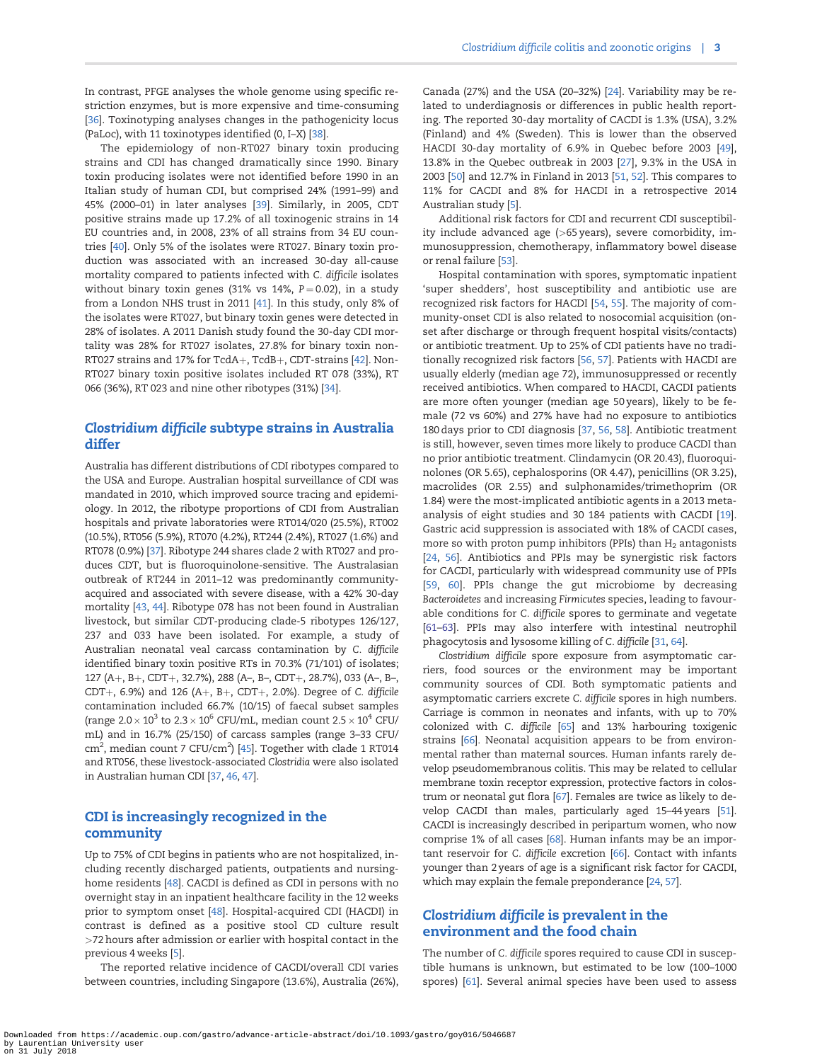In contrast, PFGE analyses the whole genome using specific restriction enzymes, but is more expensive and time-consuming [36]. Toxinotyping analyses changes in the pathogenicity locus (PaLoc), with 11 toxinotypes identified (0, I–X) [38].

The epidemiology of non-RT027 binary toxin producing strains and CDI has changed dramatically since 1990. Binary toxin producing isolates were not identified before 1990 in an Italian study of human CDI, but comprised 24% (1991–99) and 45% (2000–01) in later analyses [39]. Similarly, in 2005, CDT positive strains made up 17.2% of all toxinogenic strains in 14 EU countries and, in 2008, 23% of all strains from 34 EU countries [40]. Only 5% of the isolates were RT027. Binary toxin production was associated with an increased 30-day all-cause mortality compared to patients infected with *C. difficile* isolates without binary toxin genes (31% vs 14%, $P = 0.02$), in a study from a London NHS trust in 2011 [41]. In this study, only 8% of the isolates were RT027, but binary toxin genes were detected in 28% of isolates. A 2011 Danish study found the 30-day CDI mortality was 28% for RT027 isolates, 27.8% for binary toxin non-RT027 strains and 17% for TcdA+, TcdB+, CDT-strains [42]. Non-RT027 binary toxin positive isolates included RT 078 (33%), RT 066 (36%), RT 023 and nine other ribotypes (31%) [34].

## *Clostridium difficile* subtype strains in Australia differ

Australia has different distributions of CDI ribotypes compared to the USA and Europe. Australian hospital surveillance of CDI was mandated in 2010, which improved source tracing and epidemiology. In 2012, the ribotype proportions of CDI from Australian hospitals and private laboratories were RT014/020 (25.5%), RT002 (10.5%), RT056 (5.9%), RT070 (4.2%), RT244 (2.4%), RT027 (1.6%) and RT078 (0.9%) [37]. Ribotype 244 shares clade 2 with RT027 and produces CDT, but is fluoroquinolone-sensitive. The Australasian outbreak of RT244 in 2011–12 was predominantly community-acquired and associated with severe disease, with a 42% 30-day mortality [43, 44]. Ribotype 078 has not been found in Australian livestock, but similar CDT-producing clade-5 ribotypes 126/127, 237 and 033 have been isolated. For example, a study of Australian neonatal veal carcass contamination by *C. difficile* identified binary toxin positive RTs in 70.3% (71/101) of isolates; 127 (A+, B+, CDT+, 32.7%), 288 (A–, B–, CDT+, 28.7%), 033 (A–, B–, CDT+, 6.9%) and 126 (A+, B+, CDT+, 2.0%). Degree of *C. difficile* contamination included 66.7% (10/15) of faecal subset samples (range $2.0 \times 10^3$ to $2.3 \times 10^6$ CFU/mL, median count $2.5 \times 10^4$ CFU/mL) and in 16.7% (25/150) of carcass samples (range 3–33 CFU/cm$^2$, median count 7 CFU/cm$^2$) [45]. Together with clade 1 RT014 and RT056, these livestock-associated *Clostridia* were also isolated in Australian human CDI [37, 46, 47].

## CDI is increasingly recognized in the community

Up to 75% of CDI begins in patients who are not hospitalized, including recently discharged patients, outpatients and nursing-home residents [48]. CACDI is defined as CDI in persons with no overnight stay in an inpatient healthcare facility in the 12 weeks prior to symptom onset [48]. Hospital-acquired CDI (HACDI) in contrast is defined as a positive stool CD culture result >72 hours after admission or earlier with hospital contact in the previous 4 weeks [5].

The reported relative incidence of CACDI/overall CDI varies between countries, including Singapore (13.6%), Australia (26%), Canada (27%) and the USA (20–32%) [24]. Variability may be related to underdiagnosis or differences in public health reporting. The reported 30-day mortality of CACDI is 1.3% (USA), 3.2% (Finland) and 4% (Sweden). This is lower than the observed HACDI 30-day mortality of 6.9% in Quebec before 2003 [49], 13.8% in the Quebec outbreak in 2003 [27], 9.3% in the USA in 2003 [50] and 12.7% in Finland in 2013 [51, 52]. This compares to 11% for CACDI and 8% for HACDI in a retrospective 2014 Australian study [5].

Additional risk factors for CDI and recurrent CDI susceptibility include advanced age (>65 years), severe comorbidity, immunosuppression, chemotherapy, inflammatory bowel disease or renal failure [53].

Hospital contamination with spores, symptomatic inpatient 'super shedders', host susceptibility and antibiotic use are recognized risk factors for HACDI [54, 55]. The majority of community-onset CDI is also related to nosocomial acquisition (onset after discharge or through frequent hospital visits/contacts) or antibiotic treatment. Up to 25% of CDI patients have no traditionally recognized risk factors [56, 57]. Patients with HACDI are usually elderly (median age 72), immunosuppressed or recently received antibiotics. When compared to HACDI, CACDI patients are more often younger (median age 50 years), likely to be female (72 vs 60%) and 27% have had no exposure to antibiotics 180 days prior to CDI diagnosis [37, 56, 58]. Antibiotic treatment is still, however, seven times more likely to produce CACDI than no prior antibiotic treatment. Clindamycin (OR 20.43), fluoroquinolones (OR 5.65), cephalosporins (OR 4.47), penicillins (OR 3.25), macrolides (OR 2.55) and sulphonamides/trimethoprim (OR 1.84) were the most-implicated antibiotic agents in a 2013 meta-analysis of eight studies and 30 184 patients with CACDI [19]. Gastric acid suppression is associated with 18% of CACDI cases, more so with proton pump inhibitors (PPIs) than $H_2$ antagonists [24, 56]. Antibiotics and PPIs may be synergistic risk factors for CACDI, particularly with widespread community use of PPIs [59, 60]. PPIs change the gut microbiome by decreasing *Bacteroidetes* and increasing *Firmicutes* species, leading to favourable conditions for *C. difficile* spores to germinate and vegetate [61–63]. PPIs may also interfere with intestinal neutrophil phagocytosis and lysosome killing of *C. difficile* [31, 64].

*Clostridium difficile* spore exposure from asymptomatic carriers, food sources or the environment may be important community sources of CDI. Both symptomatic patients and asymptomatic carriers excrete *C. difficile* spores in high numbers. Carriage is common in neonates and infants, with up to 70% colonized with *C. difficile* [65] and 13% harbouring toxigenic strains [66]. Neonatal acquisition appears to be from environmental rather than maternal sources. Human infants rarely develop pseudomembranous colitis. This may be related to cellular membrane toxin receptor expression, protective factors in colostrum or neonatal gut flora [67]. Females are twice as likely to develop CACDI than males, particularly aged 15–44 years [51]. CACDI is increasingly described in peripartum women, who now comprise 1% of all cases [68]. Human infants may be an important reservoir for *C. difficile* excretion [66]. Contact with infants younger than 2 years of age is a significant risk factor for CACDI, which may explain the female preponderance [24, 57].

## *Clostridium difficile* is prevalent in the environment and the food chain

The number of *C. difficile* spores required to cause CDI in susceptible humans is unknown, but estimated to be low (100–1000 spores) [61]. Several animal species have been used to assess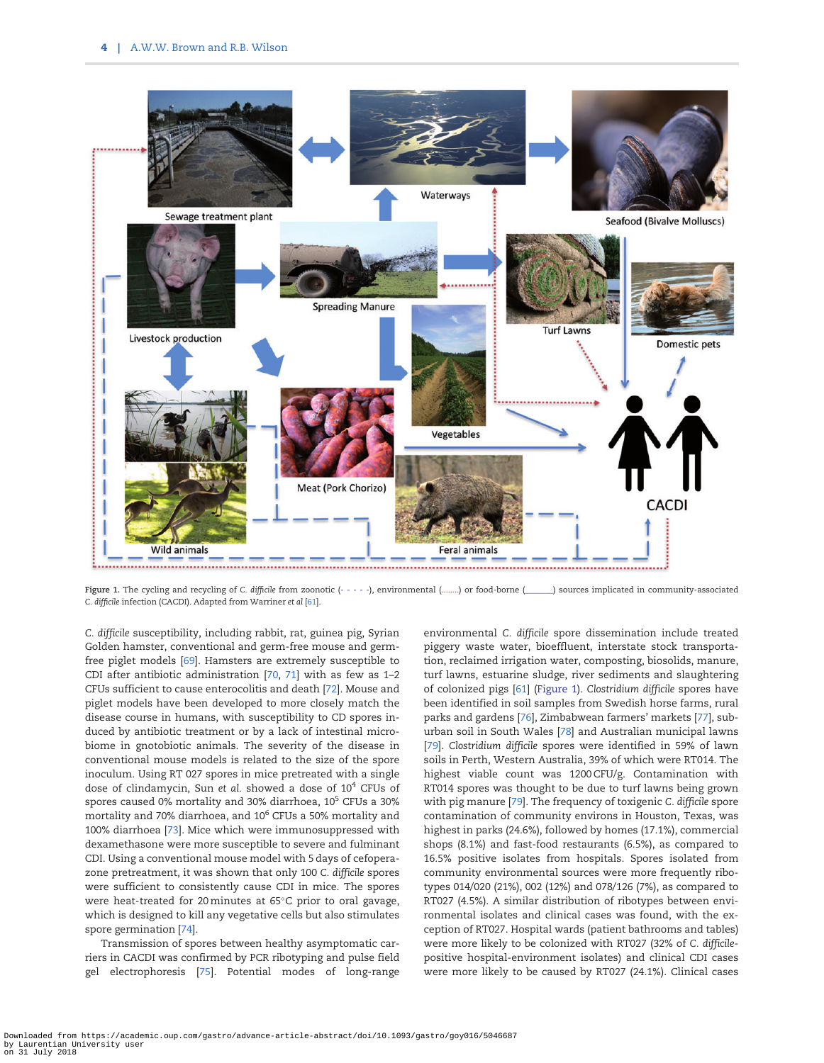Figure 1. The cycling and recycling of *C. difficile* from zoonotic (- - - - -), environmental (.......) or food-borne (\_\_\_\_\_\_\_) sources implicated in community-associated *C. difficile* infection (CACDI). Adapted from Warriner *et al* [61].

*C. difficile* susceptibility, including rabbit, rat, guinea pig, Syrian Golden hamster, conventional and germ-free mouse and germ-free piglet models [69]. Hamsters are extremely susceptible to CDI after antibiotic administration [70, 71] with as few as 1–2 CFUs sufficient to cause enterocolitis and death [72]. Mouse and piglet models have been developed to more closely match the disease course in humans, with susceptibility to CD spores induced by antibiotic treatment or by a lack of intestinal microbiome in gnotobiotic animals. The severity of the disease in conventional mouse models is related to the size of the spore inoculum. Using RT 027 spores in mice pretreated with a single dose of clindamycin, Sun *et al.* showed a dose of $10^4$ CFUs of spores caused 0% mortality and 30% diarrhoea, $10^5$ CFUs a 30% mortality and 70% diarrhoea, and $10^6$ CFUs a 50% mortality and 100% diarrhoea [73]. Mice which were immunosuppressed with dexamethasone were more susceptible to severe and fulminant CDI. Using a conventional mouse model with 5 days of cefoperazone pretreatment, it was shown that only 100 *C. difficile* spores were sufficient to consistently cause CDI in mice. The spores were heat-treated for 20 minutes at 65°C prior to oral gavage, which is designed to kill any vegetative cells but also stimulates spore germination [74].

Transmission of spores between healthy asymptomatic carriers in CACDI was confirmed by PCR ribotyping and pulse field gel electrophoresis [75]. Potential modes of long-range environmental *C. difficile* spore dissemination include treated piggery waste water, bioeffluent, interstate stock transportation, reclaimed irrigation water, composting, biosolids, manure, turf lawns, estuarine sludge, river sediments and slaughtering of colonized pigs [61] (Figure 1). *Clostridium difficile* spores have been identified in soil samples from Swedish horse farms, rural parks and gardens [76], Zimbabwean farmers' markets [77], suburban soil in South Wales [78] and Australian municipal lawns [79]. *Clostridium difficile* spores were identified in 59% of lawn soils in Perth, Western Australia, 39% of which were RT014. The highest viable count was 1200 CFU/g. Contamination with RT014 spores was thought to be due to turf lawns being grown with pig manure [79]. The frequency of toxigenic *C. difficile* spore contamination of community environs in Houston, Texas, was highest in parks (24.6%), followed by homes (17.1%), commercial shops (8.1%) and fast-food restaurants (6.5%), as compared to 16.5% positive isolates from hospitals. Spores isolated from community environmental sources were more frequently ribotypes 014/020 (21%), 002 (12%) and 078/126 (7%), as compared to RT027 (4.5%). A similar distribution of ribotypes between environmental isolates and clinical cases was found, with the exception of RT027. Hospital wards (patient bathrooms and tables) were more likely to be colonized with RT027 (32% of *C. difficile*-positive hospital-environment isolates) and clinical CDI cases were more likely to be caused by RT027 (24.1%). Clinical cases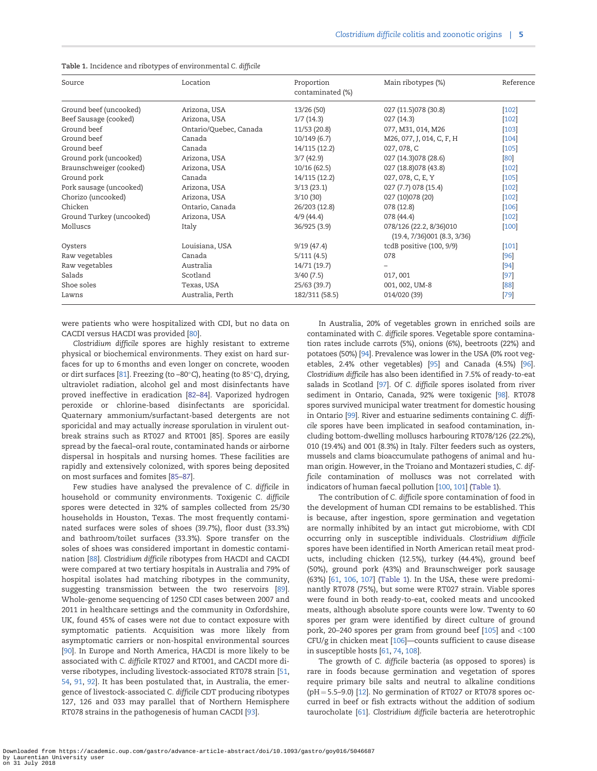Table 1. Incidence and ribotypes of environmental *C. difficile*

| Source | Location | Proportion contaminated (%) | Main ribotypes (%) | Reference |
|---|---|---|---|---|
| Ground beef (uncooked) | Arizona, USA | 13/26 (50) | 027 (11.5)078 (30.8) | [102] |
| Beef Sausage (cooked) | Arizona, USA | 1/7 (14.3) | 027 (14.3) | [102] |
| Ground beef | Ontario/Quebec, Canada | 11/53 (20.8) | 077, M31, 014, M26 | [103] |
| Ground beef | Canada | 10/149 (6.7) | M26, 077, J, 014, C, F, H | [104] |
| Ground beef | Canada | 14/115 (12.2) | 027, 078, C | [105] |
| Ground pork (uncooked) | Arizona, USA | 3/7 (42.9) | 027 (14.3)078 (28.6) | [80] |
| Braunschweiger (cooked) | Arizona, USA | 10/16 (62.5) | 027 (18.8)078 (43.8) | [102] |
| Ground pork | Canada | 14/115 (12.2) | 027, 078, C, E, Y | [105] |
| Pork sausage (uncooked) | Arizona, USA | 3/13 (23.1) | 027 (7.7) 078 (15.4) | [102] |
| Chorizo (uncooked) | Arizona, USA | 3/10 (30) | 027 (10)078 (20) | [102] |
| Chicken | Ontario, Canada | 26/203 (12.8) | 078 (12.8) | [106] |
| Ground Turkey (uncooked) | Arizona, USA | 4/9 (44.4) | 078 (44.4) | [102] |
| Molluscs | Italy | 36/925 (3.9) | 078/126 (22.2, 8/36)010 (19.4, 7/36)001 (8.3, 3/36) | [100] |
| Oysters | Louisiana, USA | 9/19 (47.4) | tcdB positive (100, 9/9) | [101] |
| Raw vegetables | Canada | 5/111 (4.5) | 078 | [96] |
| Raw vegetables | Australia | 14/71 (19.7) | – | [94] |
| Salads | Scotland | 3/40 (7.5) | 017, 001 | [97] |
| Shoe soles | Texas, USA | 25/63 (39.7) | 001, 002, UM-8 | [88] |
| Lawns | Australia, Perth | 182/311 (58.5) | 014/020 (39) | [79] |

were patients who were hospitalized with CDI, but no data on CACDI versus HACDI was provided [80].

*Clostridium difficile* spores are highly resistant to extreme physical or biochemical environments. They exist on hard surfaces for up to 6 months and even longer on concrete, wooden or dirt surfaces [81]. Freezing (to –80°C), heating (to 85°C), drying, ultraviolet radiation, alcohol gel and most disinfectants have proved ineffective in eradication [82–84]. Vaporized hydrogen peroxide or chlorine-based disinfectants are sporicidal. Quaternary ammonium/surfactant-based detergents are not sporicidal and may actually *increase* sporulation in virulent outbreak strains such as RT027 and RT001 [85]. Spores are easily spread by the faecal–oral route, contaminated hands or airborne dispersal in hospitals and nursing homes. These facilities are rapidly and extensively colonized, with spores being deposited on most surfaces and fomites [85–87].

Few studies have analysed the prevalence of *C. difficile* in household or community environments. Toxigenic *C. difficile* spores were detected in 32% of samples collected from 25/30 households in Houston, Texas. The most frequently contaminated surfaces were soles of shoes (39.7%), floor dust (33.3%) and bathroom/toilet surfaces (33.3%). Spore transfer on the soles of shoes was considered important in domestic contamination [88]. *Clostridium difficile* ribotypes from HACDI and CACDI were compared at two tertiary hospitals in Australia and 79% of hospital isolates had matching ribotypes in the community, suggesting transmission between the two reservoirs [89]. Whole-genome sequencing of 1250 CDI cases between 2007 and 2011 in healthcare settings and the community in Oxfordshire, UK, found 45% of cases were *not* due to contact exposure with symptomatic patients. Acquisition was more likely from asymptomatic carriers or non-hospital environmental sources [90]. In Europe and North America, HACDI is more likely to be associated with *C. difficile* RT027 and RT001, and CACDI more diverse ribotypes, including livestock-associated RT078 strain [51, 54, 91, 92]. It has been postulated that, in Australia, the emergence of livestock-associated *C. difficile* CDT producing ribotypes 127, 126 and 033 may parallel that of Northern Hemisphere RT078 strains in the pathogenesis of human CACDI [93].

In Australia, 20% of vegetables grown in enriched soils are contaminated with *C. difficile* spores. Vegetable spore contamination rates include carrots (5%), onions (6%), beetroots (22%) and potatoes (50%) [94]. Prevalence was lower in the USA (0% root vegetables, 2.4% other vegetables) [95] and Canada (4.5%) [96]. *Clostridium difficile* has also been identified in 7.5% of ready-to-eat salads in Scotland [97]. Of *C. difficile* spores isolated from river sediment in Ontario, Canada, 92% were toxigenic [98]. RT078 spores survived municipal water treatment for domestic housing in Ontario [99]. River and estuarine sediments containing *C. difficile* spores have been implicated in seafood contamination, including bottom-dwelling molluscs harbouring RT078/126 (22.2%), 010 (19.4%) and 001 (8.3%) in Italy. Filter feeders such as oysters, mussels and clams bioaccumulate pathogens of animal and human origin. However, in the Troiano and Montazeri studies, *C. difficile* contamination of molluscs was not correlated with indicators of human faecal pollution [100, 101] (Table 1).

The contribution of *C. difficile* spore contamination of food in the development of human CDI remains to be established. This is because, after ingestion, spore germination and vegetation are normally inhibited by an intact gut microbiome, with CDI occurring only in susceptible individuals. *Clostridium difficile* spores have been identified in North American retail meat products, including chicken (12.5%), turkey (44.4%), ground beef (50%), ground pork (43%) and Braunschweiger pork sausage (63%) [61, 106, 107] (Table 1). In the USA, these were predominantly RT078 (75%), but some were RT027 strain. Viable spores were found in both ready-to-eat, cooked meats and uncooked meats, although absolute spore counts were low. Twenty to 60 spores per gram were identified by direct culture of ground pork, 20–240 spores per gram from ground beef [105] and <100 CFU/g in chicken meat [106]—counts sufficient to cause disease in susceptible hosts [61, 74, 108].

The growth of *C. difficile* bacteria (as opposed to spores) is rare in foods because germination and vegetation of spores require primary bile salts and neutral to alkaline conditions (pH = 5.5–9.0) [12]. No germination of RT027 or RT078 spores occurred in beef or fish extracts without the addition of sodium taurocholate [61]. *Clostridium difficile* bacteria are heterotrophic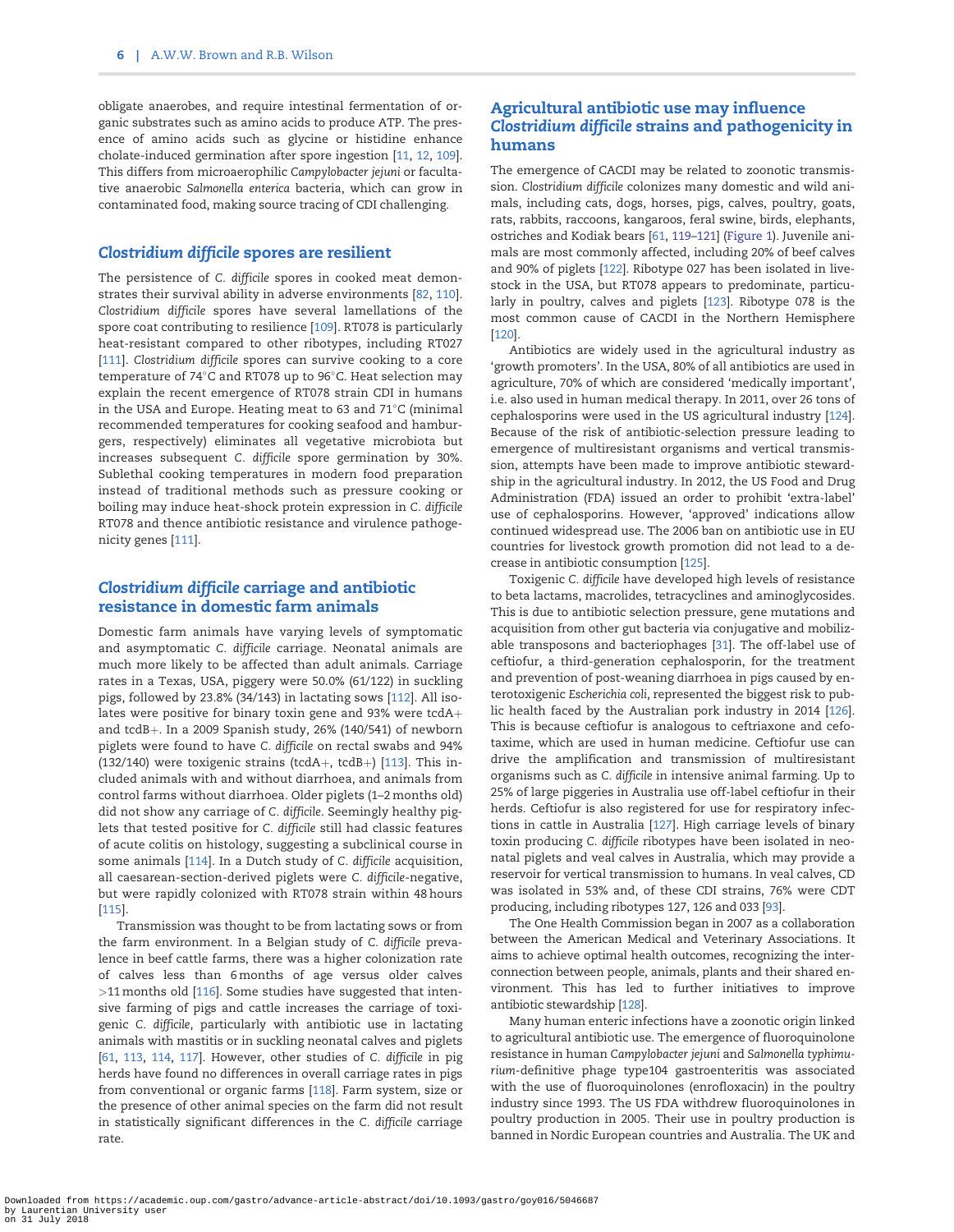obligate anaerobes, and require intestinal fermentation of organic substrates such as amino acids to produce ATP. The presence of amino acids such as glycine or histidine enhance cholate-induced germination after spore ingestion [11, 12, 109]. This differs from microaerophilic *Campylobacter jejuni* or facultative anaerobic *Salmonella enterica* bacteria, which can grow in contaminated food, making source tracing of CDI challenging.

## *Clostridium difficile* spores are resilient

The persistence of *C. difficile* spores in cooked meat demonstrates their survival ability in adverse environments [82, 110]. *Clostridium difficile* spores have several lamellations of the spore coat contributing to resilience [109]. RT078 is particularly heat-resistant compared to other ribotypes, including RT027 [111]. *Clostridium difficile* spores can survive cooking to a core temperature of 74°C and RT078 up to 96°C. Heat selection may explain the recent emergence of RT078 strain CDI in humans in the USA and Europe. Heating meat to 63 and 71°C (minimal recommended temperatures for cooking seafood and hamburgers, respectively) eliminates all vegetative microbiota but increases subsequent *C. difficile* spore germination by 30%. Sublethal cooking temperatures in modern food preparation instead of traditional methods such as pressure cooking or boiling may induce heat-shock protein expression in *C. difficile* RT078 and thence antibiotic resistance and virulence pathogenicity genes [111].

## *Clostridium difficile* carriage and antibiotic resistance in domestic farm animals

Domestic farm animals have varying levels of symptomatic and asymptomatic *C. difficile* carriage. Neonatal animals are much more likely to be affected than adult animals. Carriage rates in a Texas, USA, piggery were 50.0% (61/122) in suckling pigs, followed by 23.8% (34/143) in lactating sows [112]. All isolates were positive for binary toxin gene and 93% were tcdA+ and tcdB+. In a 2009 Spanish study, 26% (140/541) of newborn piglets were found to have *C. difficile* on rectal swabs and 94% (132/140) were toxigenic strains (tcdA+, tcdB+) [113]. This included animals with and without diarrhoea, and animals from control farms without diarrhoea. Older piglets (1–2 months old) did not show any carriage of *C. difficile*. Seemingly healthy piglets that tested positive for *C. difficile* still had classic features of acute colitis on histology, suggesting a subclinical course in some animals [114]. In a Dutch study of *C. difficile* acquisition, all caesarean-section-derived piglets were *C. difficile*-negative, but were rapidly colonized with RT078 strain within 48 hours [115].

Transmission was thought to be from lactating sows or from the farm environment. In a Belgian study of *C. difficile* prevalence in beef cattle farms, there was a higher colonization rate of calves less than 6 months of age versus older calves >11 months old [116]. Some studies have suggested that intensive farming of pigs and cattle increases the carriage of toxigenic *C. difficile*, particularly with antibiotic use in lactating animals with mastitis or in suckling neonatal calves and piglets [61, 113, 114, 117]. However, other studies of *C. difficile* in pig herds have found no differences in overall carriage rates in pigs from conventional or organic farms [118]. Farm system, size or the presence of other animal species on the farm did not result in statistically significant differences in the *C. difficile* carriage rate.

## Agricultural antibiotic use may influence *Clostridium difficile* strains and pathogenicity in humans

The emergence of CACDI may be related to zoonotic transmission. *Clostridium difficile* colonizes many domestic and wild animals, including cats, dogs, horses, pigs, calves, poultry, goats, rats, rabbits, raccoons, kangaroos, feral swine, birds, elephants, ostriches and Kodiak bears [61, 119–121] (Figure 1). Juvenile animals are most commonly affected, including 20% of beef calves and 90% of piglets [122]. Ribotype 027 has been isolated in livestock in the USA, but RT078 appears to predominate, particularly in poultry, calves and piglets [123]. Ribotype 078 is the most common cause of CACDI in the Northern Hemisphere [120].

Antibiotics are widely used in the agricultural industry as 'growth promoters'. In the USA, 80% of all antibiotics are used in agriculture, 70% of which are considered 'medically important', i.e. also used in human medical therapy. In 2011, over 26 tons of cephalosporins were used in the US agricultural industry [124]. Because of the risk of antibiotic-selection pressure leading to emergence of multiresistant organisms and vertical transmission, attempts have been made to improve antibiotic stewardship in the agricultural industry. In 2012, the US Food and Drug Administration (FDA) issued an order to prohibit 'extra-label' use of cephalosporins. However, 'approved' indications allow continued widespread use. The 2006 ban on antibiotic use in EU countries for livestock growth promotion did not lead to a decrease in antibiotic consumption [125].

Toxigenic *C. difficile* have developed high levels of resistance to beta lactams, macrolides, tetracyclines and aminoglycosides. This is due to antibiotic selection pressure, gene mutations and acquisition from other gut bacteria via conjugative and mobilizable transposons and bacteriophages [31]. The off-label use of ceftiofur, a third-generation cephalosporin, for the treatment and prevention of post-weaning diarrhoea in pigs caused by enterotoxigenic *Escherichia coli*, represented the biggest risk to public health faced by the Australian pork industry in 2014 [126]. This is because ceftiofur is analogous to ceftriaxone and cefotaxime, which are used in human medicine. Ceftiofur use can drive the amplification and transmission of multiresistant organisms such as *C. difficile* in intensive animal farming. Up to 25% of large piggeries in Australia use off-label ceftiofur in their herds. Ceftiofur is also registered for use for respiratory infections in cattle in Australia [127]. High carriage levels of binary toxin producing *C. difficile* ribotypes have been isolated in neonatal piglets and veal calves in Australia, which may provide a reservoir for vertical transmission to humans. In veal calves, CD was isolated in 53% and, of these CDI strains, 76% were CDT producing, including ribotypes 127, 126 and 033 [93].

The One Health Commission began in 2007 as a collaboration between the American Medical and Veterinary Associations. It aims to achieve optimal health outcomes, recognizing the interconnection between people, animals, plants and their shared environment. This has led to further initiatives to improve antibiotic stewardship [128].

Many human enteric infections have a zoonotic origin linked to agricultural antibiotic use. The emergence of fluoroquinolone resistance in human *Campylobacter jejuni* and *Salmonella typhimurium*-definitive phage type104 gastroenteritis was associated with the use of fluoroquinolones (enrofloxacin) in the poultry industry since 1993. The US FDA withdrew fluoroquinolones in poultry production in 2005. Their use in poultry production is banned in Nordic European countries and Australia. The UK and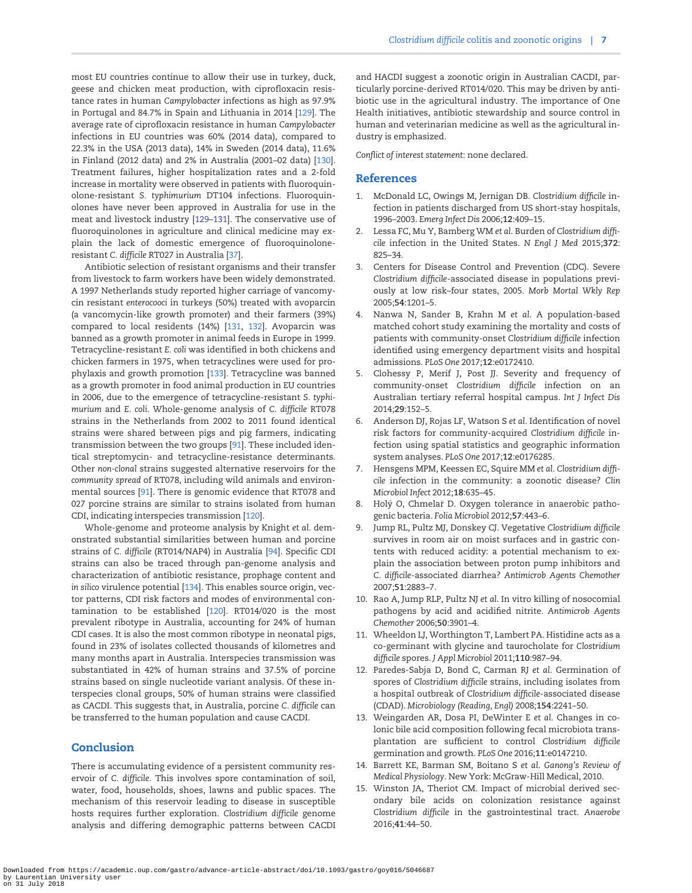most EU countries continue to allow their use in turkey, duck, geese and chicken meat production, with ciprofloxacin resistance rates in human *Campylobacter* infections as high as 97.9% in Portugal and 84.7% in Spain and Lithuania in 2014 [129]. The average rate of ciprofloxacin resistance in human *Campylobacter* infections in EU countries was 60% (2014 data), compared to 22.3% in the USA (2013 data), 14% in Sweden (2014 data), 11.6% in Finland (2012 data) and 2% in Australia (2001–02 data) [130]. Treatment failures, higher hospitalization rates and a 2-fold increase in mortality were observed in patients with fluoroquinolone-resistant *S. typhimurium* DT104 infections. Fluoroquinolones have never been approved in Australia for use in the meat and livestock industry [129–131]. The conservative use of fluoroquinolones in agriculture and clinical medicine may explain the lack of domestic emergence of fluoroquinolone-resistant *C. difficile* RT027 in Australia [37].

Antibiotic selection of resistant organisms and their transfer from livestock to farm workers have been widely demonstrated. A 1997 Netherlands study reported higher carriage of vancomycin resistant *enterocooci* in turkeys (50%) treated with avoparcin (a vancomycin-like growth promoter) and their farmers (39%) compared to local residents (14%) [131, 132]. Avoparcin was banned as a growth promoter in animal feeds in Europe in 1999. Tetracycline-resistant *E. coli* was identified in both chickens and chicken farmers in 1975, when tetracyclines were used for prophylaxis and growth promotion [133]. Tetracycline was banned as a growth promoter in food animal production in EU countries in 2006, due to the emergence of tetracycline-resistant *S. typhimurium* and *E. coli*. Whole-genome analysis of *C. difficile* RT078 strains in the Netherlands from 2002 to 2011 found identical strains were shared between pigs and pig farmers, indicating transmission between the two groups [91]. These included identical streptomycin- and tetracycline-resistance determinants. Other *non-clonal* strains suggested alternative reservoirs for the *community spread* of RT078, including wild animals and environmental sources [91]. There is genomic evidence that RT078 and 027 porcine strains are similar to strains isolated from human CDI, indicating interspecies transmission [120].

Whole-genome and proteome analysis by Knight *et al.* demonstrated substantial similarities between human and porcine strains of *C. difficile* (RT014/NAP4) in Australia [94]. Specific CDI strains can also be traced through pan-genome analysis and characterization of antibiotic resistance, prophage content and *in silico* virulence potential [134]. This enables source origin, vector patterns, CDI risk factors and modes of environmental contamination to be established [120]. RT014/020 is the most prevalent ribotype in Australia, accounting for 24% of human CDI cases. It is also the most common ribotype in neonatal pigs, found in 23% of isolates collected thousands of kilometres and many months apart in Australia. Interspecies transmission was substantiated in 42% of human strains and 37.5% of porcine strains based on single nucleotide variant analysis. Of these interspecies clonal groups, 50% of human strains were classified as CACDI. This suggests that, in Australia, porcine *C. difficile* can be transferred to the human population and cause CACDI.

## Conclusion

There is accumulating evidence of a persistent community reservoir of *C. difficile*. This involves spore contamination of soil, water, food, households, shoes, lawns and public spaces. The mechanism of this reservoir leading to disease in susceptible hosts requires further exploration. *Clostridium difficile* genome analysis and differing demographic patterns between CACDI and HACDI suggest a zoonotic origin in Australian CACDI, particularly porcine-derived RT014/020. This may be driven by antibiotic use in the agricultural industry. The importance of One Health initiatives, antibiotic stewardship and source control in human and veterinarian medicine as well as the agricultural industry is emphasized.

*Conflict of interest statement*: none declared.

## References

1. McDonald LC, Owings M, Jernigan DB. *Clostridium difficile* infection in patients discharged from US short-stay hospitals, 1996–2003. *Emerg Infect Dis* 2006;**12**:409–15.
2. Lessa FC, Mu Y, Bamberg WM *et al.* Burden of *Clostridium difficile* infection in the United States. *N Engl J Med* 2015;**372**:825–34.
3. Centers for Disease Control and Prevention (CDC). Severe *Clostridium difficile*-associated disease in populations previously at low risk–four states, 2005. *Morb Mortal Wkly Rep* 2005;**54**:1201–5.
4. Nanwa N, Sander B, Krahn M *et al.* A population-based matched cohort study examining the mortality and costs of patients with community-onset *Clostridium difficile* infection identified using emergency department visits and hospital admissions. *PLoS One* 2017;**12**:e0172410.
5. Clohessy P, Merif J, Post JJ. Severity and frequency of community-onset *Clostridium difficile* infection on an Australian tertiary referral hospital campus. *Int J Infect Dis* 2014;**29**:152–5.
6. Anderson DJ, Rojas LF, Watson S *et al.* Identification of novel risk factors for community-acquired *Clostridium difficile* infection using spatial statistics and geographic information system analyses. *PLoS One* 2017;**12**:e0176285.
7. Hensgens MPM, Keessen EC, Squire MM *et al. Clostridium difficile* infection in the community: a zoonotic disease? *Clin Microbiol Infect* 2012;**18**:635–45.
8. Holý O, Chmelař D. Oxygen tolerance in anaerobic pathogenic bacteria. *Folia Microbiol* 2012;**57**:443–6.
9. Jump RL, Pultz MJ, Donskey CJ. Vegetative *Clostridium difficile* survives in room air on moist surfaces and in gastric contents with reduced acidity: a potential mechanism to explain the association between proton pump inhibitors and *C. difficile*-associated diarrhea? *Antimicrob Agents Chemother* 2007;**51**:2883–7.
10. Rao A, Jump RLP, Pultz NJ *et al.* In vitro killing of nosocomial pathogens by acid and acidified nitrite. *Antimicrob Agents Chemother* 2006;**50**:3901–4.
11. Wheeldon LJ, Worthington T, Lambert PA. Histidine acts as a co-germinant with glycine and taurocholate for *Clostridium difficile* spores. *J Appl Microbiol* 2011;**110**:987–94.
12. Paredes-Sabja D, Bond C, Carman RJ *et al.* Germination of spores of *Clostridium difficile* strains, including isolates from a hospital outbreak of *Clostridium difficile*-associated disease (CDAD). *Microbiology (Reading, Engl)* 2008;**154**:2241–50.
13. Weingarden AR, Dosa PI, DeWinter E *et al.* Changes in colonic bile acid composition following fecal microbiota transplantation are sufficient to control *Clostridium difficile* germination and growth. *PLoS One* 2016;**11**:e0147210.
14. Barrett KE, Barman SM, Boitano S *et al. Ganong's Review of Medical Physiology*. New York: McGraw-Hill Medical, 2010.
15. Winston JA, Theriot CM. Impact of microbial derived secondary bile acids on colonization resistance against *Clostridium difficile* in the gastrointestinal tract. *Anaerobe* 2016;**41**:44–50.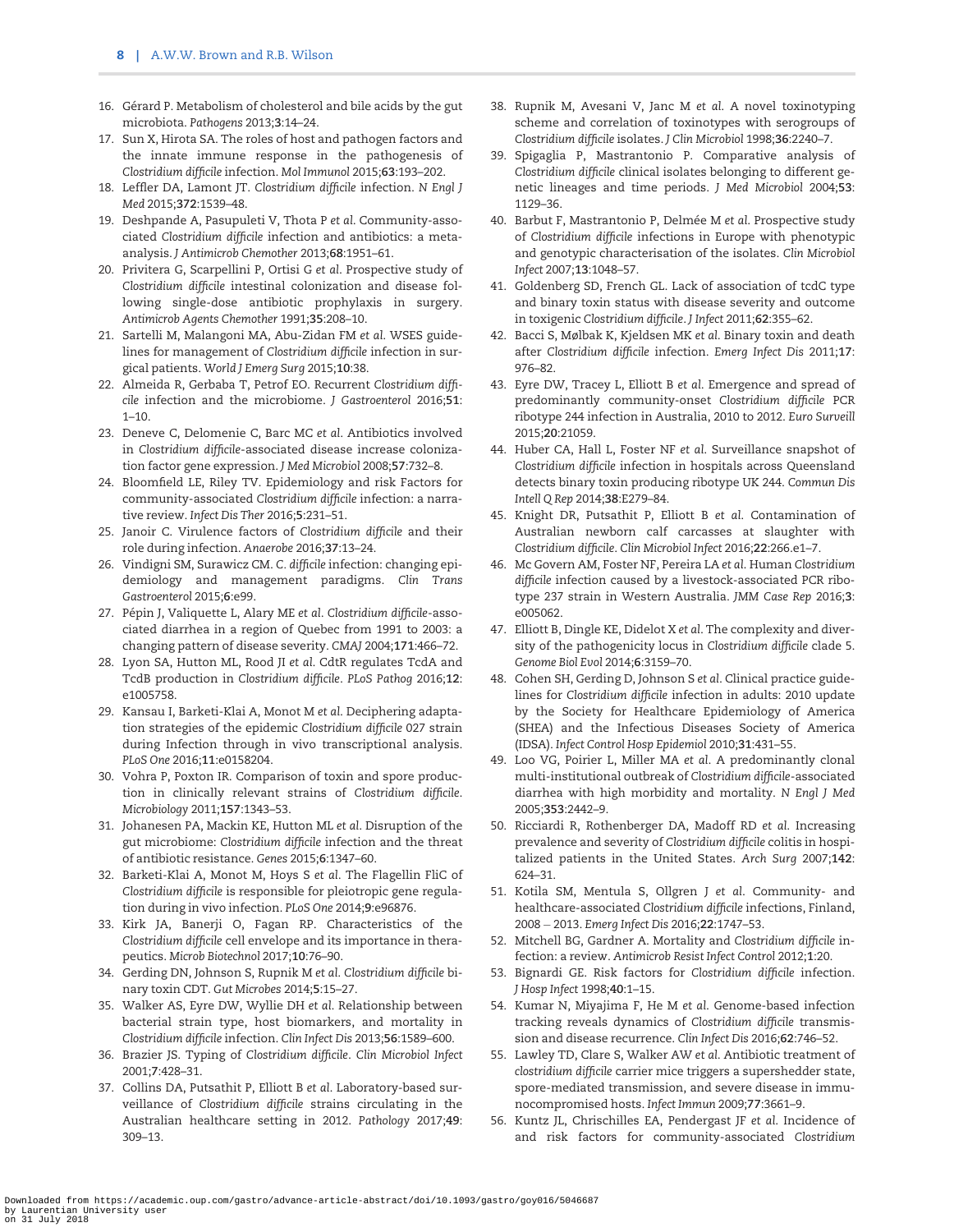16. Gérard P. Metabolism of cholesterol and bile acids by the gut microbiota. *Pathogens* 2013;**3**:14–24.
17. Sun X, Hirota SA. The roles of host and pathogen factors and the innate immune response in the pathogenesis of *Clostridium difficile* infection. *Mol Immunol* 2015;**63**:193–202.
18. Leffler DA, Lamont JT. *Clostridium difficile* infection. *N Engl J Med* 2015;**372**:1539–48.
19. Deshpande A, Pasupuleti V, Thota P *et al*. Community-associated *Clostridium difficile* infection and antibiotics: a meta-analysis. *J Antimicrob Chemother* 2013;**68**:1951–61.
20. Privitera G, Scarpellini P, Ortisi G *et al*. Prospective study of *Clostridium difficile* intestinal colonization and disease following single-dose antibiotic prophylaxis in surgery. *Antimicrob Agents Chemother* 1991;**35**:208–10.
21. Sartelli M, Malangoni MA, Abu-Zidan FM *et al*. WSES guidelines for management of *Clostridium difficile* infection in surgical patients. *World J Emerg Surg* 2015;**10**:38.
22. Almeida R, Gerbaba T, Petrof EO. Recurrent *Clostridium difficile* infection and the microbiome. *J Gastroenterol* 2016;**51**: 1–10.
23. Deneve C, Delomenie C, Barc MC *et al*. Antibiotics involved in *Clostridium difficile*-associated disease increase colonization factor gene expression. *J Med Microbiol* 2008;**57**:732–8.
24. Bloomfield LE, Riley TV. Epidemiology and risk Factors for community-associated *Clostridium difficile* infection: a narrative review. *Infect Dis Ther* 2016;**5**:231–51.
25. Janoir C. Virulence factors of *Clostridium difficile* and their role during infection. *Anaerobe* 2016;**37**:13–24.
26. Vindigni SM, Surawicz CM. *C. difficile* infection: changing epidemiology and management paradigms. *Clin Trans Gastroenterol* 2015;**6**:e99.
27. Pépin J, Valiquette L, Alary ME *et al*. *Clostridium difficile*-associated diarrhea in a region of Quebec from 1991 to 2003: a changing pattern of disease severity. *CMAJ* 2004;**171**:466–72.
28. Lyon SA, Hutton ML, Rood JI *et al*. CdtR regulates TcdA and TcdB production in *Clostridium difficile*. *PLoS Pathog* 2016;**12**: e1005758.
29. Kansau I, Barketi-Klai A, Monot M *et al*. Deciphering adaptation strategies of the epidemic *Clostridium difficile* 027 strain during Infection through in vivo transcriptional analysis. *PLoS One* 2016;**11**:e0158204.
30. Vohra P, Poxton IR. Comparison of toxin and spore production in clinically relevant strains of *Clostridium difficile*. *Microbiology* 2011;**157**:1343–53.
31. Johanesen PA, Mackin KE, Hutton ML *et al*. Disruption of the gut microbiome: *Clostridium difficile* infection and the threat of antibiotic resistance. *Genes* 2015;**6**:1347–60.
32. Barketi-Klai A, Monot M, Hoys S *et al*. The Flagellin FliC of *Clostridium difficile* is responsible for pleiotropic gene regulation during in vivo infection. *PLoS One* 2014;**9**:e96876.
33. Kirk JA, Banerji O, Fagan RP. Characteristics of the *Clostridium difficile* cell envelope and its importance in therapeutics. *Microb Biotechnol* 2017;**10**:76–90.
34. Gerding DN, Johnson S, Rupnik M *et al*. *Clostridium difficile* binary toxin CDT. *Gut Microbes* 2014;**5**:15–27.
35. Walker AS, Eyre DW, Wyllie DH *et al*. Relationship between bacterial strain type, host biomarkers, and mortality in *Clostridium difficile* infection. *Clin Infect Dis* 2013;**56**:1589–600.
36. Brazier JS. Typing of *Clostridium difficile*. *Clin Microbiol Infect* 2001;**7**:428–31.
37. Collins DA, Putsathit P, Elliott B *et al*. Laboratory-based surveillance of *Clostridium difficile* strains circulating in the Australian healthcare setting in 2012. *Pathology* 2017;**49**: 309–13.
38. Rupnik M, Avesani V, Janc M *et al*. A novel toxinotyping scheme and correlation of toxinotypes with serogroups of *Clostridium difficile* isolates. *J Clin Microbiol* 1998;**36**:2240–7.
39. Spigaglia P, Mastrantonio P. Comparative analysis of *Clostridium difficile* clinical isolates belonging to different genetic lineages and time periods. *J Med Microbiol* 2004;**53**: 1129–36.
40. Barbut F, Mastrantonio P, Delmée M *et al*. Prospective study of *Clostridium difficile* infections in Europe with phenotypic and genotypic characterisation of the isolates. *Clin Microbiol Infect* 2007;**13**:1048–57.
41. Goldenberg SD, French GL. Lack of association of tcdC type and binary toxin status with disease severity and outcome in toxigenic *Clostridium difficile*. *J Infect* 2011;**62**:355–62.
42. Bacci S, Mølbak K, Kjeldsen MK *et al*. Binary toxin and death after *Clostridium difficile* infection. *Emerg Infect Dis* 2011;**17**: 976–82.
43. Eyre DW, Tracey L, Elliott B *et al*. Emergence and spread of predominantly community-onset *Clostridium difficile* PCR ribotype 244 infection in Australia, 2010 to 2012. *Euro Surveill* 2015;**20**:21059.
44. Huber CA, Hall L, Foster NF *et al*. Surveillance snapshot of *Clostridium difficile* infection in hospitals across Queensland detects binary toxin producing ribotype UK 244. *Commun Dis Intell Q Rep* 2014;**38**:E279–84.
45. Knight DR, Putsathit P, Elliott B *et al*. Contamination of Australian newborn calf carcasses at slaughter with *Clostridium difficile*. *Clin Microbiol Infect* 2016;**22**:266.e1–7.
46. Mc Govern AM, Foster NF, Pereira LA *et al*. Human *Clostridium difficile* infection caused by a livestock-associated PCR ribotype 237 strain in Western Australia. *JMM Case Rep* 2016;**3**: e005062.
47. Elliott B, Dingle KE, Didelot X *et al*. The complexity and diversity of the pathogenicity locus in *Clostridium difficile* clade 5. *Genome Biol Evol* 2014;**6**:3159–70.
48. Cohen SH, Gerding D, Johnson S *et al*. Clinical practice guidelines for *Clostridium difficile* infection in adults: 2010 update by the Society for Healthcare Epidemiology of America (SHEA) and the Infectious Diseases Society of America (IDSA). *Infect Control Hosp Epidemiol* 2010;**31**:431–55.
49. Loo VG, Poirier L, Miller MA *et al*. A predominantly clonal multi-institutional outbreak of *Clostridium difficile*-associated diarrhea with high morbidity and mortality. *N Engl J Med* 2005;**353**:2442–9.
50. Ricciardi R, Rothenberger DA, Madoff RD *et al*. Increasing prevalence and severity of *Clostridium difficile* colitis in hospitalized patients in the United States. *Arch Surg* 2007;**142**: 624–31.
51. Kotila SM, Mentula S, Ollgren J *et al*. Community- and healthcare-associated *Clostridium difficile* infections, Finland, 2008 – 2013. *Emerg Infect Dis* 2016;**22**:1747–53.
52. Mitchell BG, Gardner A. Mortality and *Clostridium difficile* infection: a review. *Antimicrob Resist Infect Control* 2012;**1**:20.
53. Bignardi GE. Risk factors for *Clostridium difficile* infection. *J Hosp Infect* 1998;**40**:1–15.
54. Kumar N, Miyajima F, He M *et al*. Genome-based infection tracking reveals dynamics of *Clostridium difficile* transmission and disease recurrence. *Clin Infect Dis* 2016;**62**:746–52.
55. Lawley TD, Clare S, Walker AW *et al*. Antibiotic treatment of *clostridium difficile* carrier mice triggers a supershedder state, spore-mediated transmission, and severe disease in immunocompromised hosts. *Infect Immun* 2009;**77**:3661–9.
56. Kuntz JL, Chrischilles EA, Pendergast JF *et al*. Incidence of and risk factors for community-associated *Clostridium*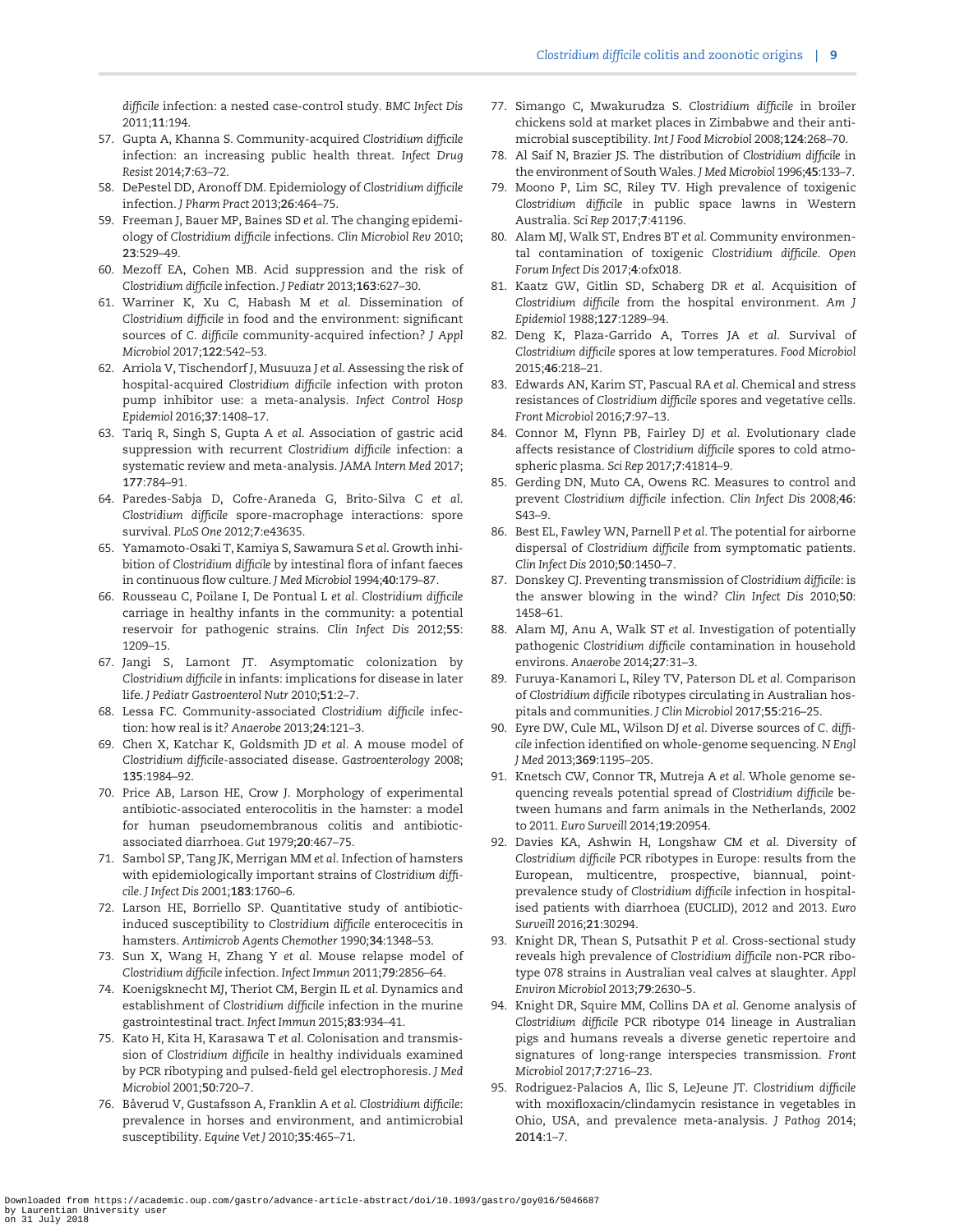*difficile* infection: a nested case-control study. *BMC Infect Dis* 2011;**11**:194.

57. Gupta A, Khanna S. Community-acquired *Clostridium difficile* infection: an increasing public health threat. *Infect Drug Resist* 2014;**7**:63–72.
58. DePestel DD, Aronoff DM. Epidemiology of *Clostridium difficile* infection. *J Pharm Pract* 2013;**26**:464–75.
59. Freeman J, Bauer MP, Baines SD *et al*. The changing epidemiology of *Clostridium difficile* infections. *Clin Microbiol Rev* 2010; **23**:529–49.
60. Mezoff EA, Cohen MB. Acid suppression and the risk of *Clostridium difficile* infection. *J Pediatr* 2013;**163**:627–30.
61. Warriner K, Xu C, Habash M *et al*. Dissemination of *Clostridium difficile* in food and the environment: significant sources of *C. difficile* community-acquired infection? *J Appl Microbiol* 2017;**122**:542–53.
62. Arriola V, Tischendorf J, Musuuza J *et al*. Assessing the risk of hospital-acquired *Clostridium difficile* infection with proton pump inhibitor use: a meta-analysis. *Infect Control Hosp Epidemiol* 2016;**37**:1408–17.
63. Tariq R, Singh S, Gupta A *et al*. Association of gastric acid suppression with recurrent *Clostridium difficile* infection: a systematic review and meta-analysis. *JAMA Intern Med* 2017; **177**:784–91.
64. Paredes-Sabja D, Cofre-Araneda G, Brito-Silva C *et al*. *Clostridium difficile* spore-macrophage interactions: spore survival. *PLoS One* 2012;**7**:e43635.
65. Yamamoto-Osaki T, Kamiya S, Sawamura S *et al*. Growth inhibition of *Clostridium difficile* by intestinal flora of infant faeces in continuous flow culture. *J Med Microbiol* 1994;**40**:179–87.
66. Rousseau C, Poilane I, De Pontual L *et al*. *Clostridium difficile* carriage in healthy infants in the community: a potential reservoir for pathogenic strains. *Clin Infect Dis* 2012;**55**: 1209–15.
67. Jangi S, Lamont JT. Asymptomatic colonization by *Clostridium difficile* in infants: implications for disease in later life. *J Pediatr Gastroenterol Nutr* 2010;**51**:2–7.
68. Lessa FC. Community-associated *Clostridium difficile* infection: how real is it? *Anaerobe* 2013;**24**:121–3.
69. Chen X, Katchar K, Goldsmith JD *et al*. A mouse model of *Clostridium difficile*-associated disease. *Gastroenterology* 2008; **135**:1984–92.
70. Price AB, Larson HE, Crow J. Morphology of experimental antibiotic-associated enterocolitis in the hamster: a model for human pseudomembranous colitis and antibiotic-associated diarrhoea. *Gut* 1979;**20**:467–75.
71. Sambol SP, Tang JK, Merrigan MM *et al*. Infection of hamsters with epidemiologically important strains of *Clostridium difficile*. *J Infect Dis* 2001;**183**:1760–6.
72. Larson HE, Borriello SP. Quantitative study of antibiotic-induced susceptibility to *Clostridium difficile* enterocecitis in hamsters. *Antimicrob Agents Chemother* 1990;**34**:1348–53.
73. Sun X, Wang H, Zhang Y *et al*. Mouse relapse model of *Clostridium difficile* infection. *Infect Immun* 2011;**79**:2856–64.
74. Koenigsknecht MJ, Theriot CM, Bergin IL *et al*. Dynamics and establishment of *Clostridium difficile* infection in the murine gastrointestinal tract. *Infect Immun* 2015;**83**:934–41.
75. Kato H, Kita H, Karasawa T *et al*. Colonisation and transmission of *Clostridium difficile* in healthy individuals examined by PCR ribotyping and pulsed-field gel electrophoresis. *J Med Microbiol* 2001;**50**:720–7.
76. Båverud V, Gustafsson A, Franklin A *et al*. *Clostridium difficile*: prevalence in horses and environment, and antimicrobial susceptibility. *Equine Vet J* 2010;**35**:465–71.
77. Simango C, Mwakurudza S. *Clostridium difficile* in broiler chickens sold at market places in Zimbabwe and their antimicrobial susceptibility. *Int J Food Microbiol* 2008;**124**:268–70.
78. Al Saif N, Brazier JS. The distribution of *Clostridium difficile* in the environment of South Wales. *J Med Microbiol* 1996;**45**:133–7.
79. Moono P, Lim SC, Riley TV. High prevalence of toxigenic *Clostridium difficile* in public space lawns in Western Australia. *Sci Rep* 2017;**7**:41196.
80. Alam MJ, Walk ST, Endres BT *et al*. Community environmental contamination of toxigenic *Clostridium difficile*. *Open Forum Infect Dis* 2017;**4**:ofx018.
81. Kaatz GW, Gitlin SD, Schaberg DR *et al*. Acquisition of *Clostridium difficile* from the hospital environment. *Am J Epidemiol* 1988;**127**:1289–94.
82. Deng K, Plaza-Garrido A, Torres JA *et al*. Survival of *Clostridium difficile* spores at low temperatures. *Food Microbiol* 2015;**46**:218–21.
83. Edwards AN, Karim ST, Pascual RA *et al*. Chemical and stress resistances of *Clostridium difficile* spores and vegetative cells. *Front Microbiol* 2016;**7**:97–13.
84. Connor M, Flynn PB, Fairley DJ *et al*. Evolutionary clade affects resistance of *Clostridium difficile* spores to cold atmospheric plasma. *Sci Rep* 2017;**7**:41814–9.
85. Gerding DN, Muto CA, Owens RC. Measures to control and prevent *Clostridium difficile* infection. *Clin Infect Dis* 2008;**46**: S43–9.
86. Best EL, Fawley WN, Parnell P *et al*. The potential for airborne dispersal of *Clostridium difficile* from symptomatic patients. *Clin Infect Dis* 2010;**50**:1450–7.
87. Donskey CJ. Preventing transmission of *Clostridium difficile*: is the answer blowing in the wind? *Clin Infect Dis* 2010;**50**: 1458–61.
88. Alam MJ, Anu A, Walk ST *et al*. Investigation of potentially pathogenic *Clostridium difficile* contamination in household environs. *Anaerobe* 2014;**27**:31–3.
89. Furuya-Kanamori L, Riley TV, Paterson DL *et al*. Comparison of *Clostridium difficile* ribotypes circulating in Australian hospitals and communities. *J Clin Microbiol* 2017;**55**:216–25.
90. Eyre DW, Cule ML, Wilson DJ *et al*. Diverse sources of *C. difficile* infection identified on whole-genome sequencing. *N Engl J Med* 2013;**369**:1195–205.
91. Knetsch CW, Connor TR, Mutreja A *et al*. Whole genome sequencing reveals potential spread of *Clostridium difficile* between humans and farm animals in the Netherlands, 2002 to 2011. *Euro Surveill* 2014;**19**:20954.
92. Davies KA, Ashwin H, Longshaw CM *et al*. Diversity of *Clostridium difficile* PCR ribotypes in Europe: results from the European, multicentre, prospective, biannual, point-prevalence study of *Clostridium difficile* infection in hospitalised patients with diarrhoea (EUCLID), 2012 and 2013. *Euro Surveill* 2016;**21**:30294.
93. Knight DR, Thean S, Putsathit P *et al*. Cross-sectional study reveals high prevalence of *Clostridium difficile* non-PCR ribotype 078 strains in Australian veal calves at slaughter. *Appl Environ Microbiol* 2013;**79**:2630–5.
94. Knight DR, Squire MM, Collins DA *et al*. Genome analysis of *Clostridium difficile* PCR ribotype 014 lineage in Australian pigs and humans reveals a diverse genetic repertoire and signatures of long-range interspecies transmission. *Front Microbiol* 2017;**7**:2716–23.
95. Rodriguez-Palacios A, Ilic S, LeJeune JT. *Clostridium difficile* with moxifloxacin/clindamycin resistance in vegetables in Ohio, USA, and prevalence meta-analysis. *J Pathog* 2014; **2014**:1–7.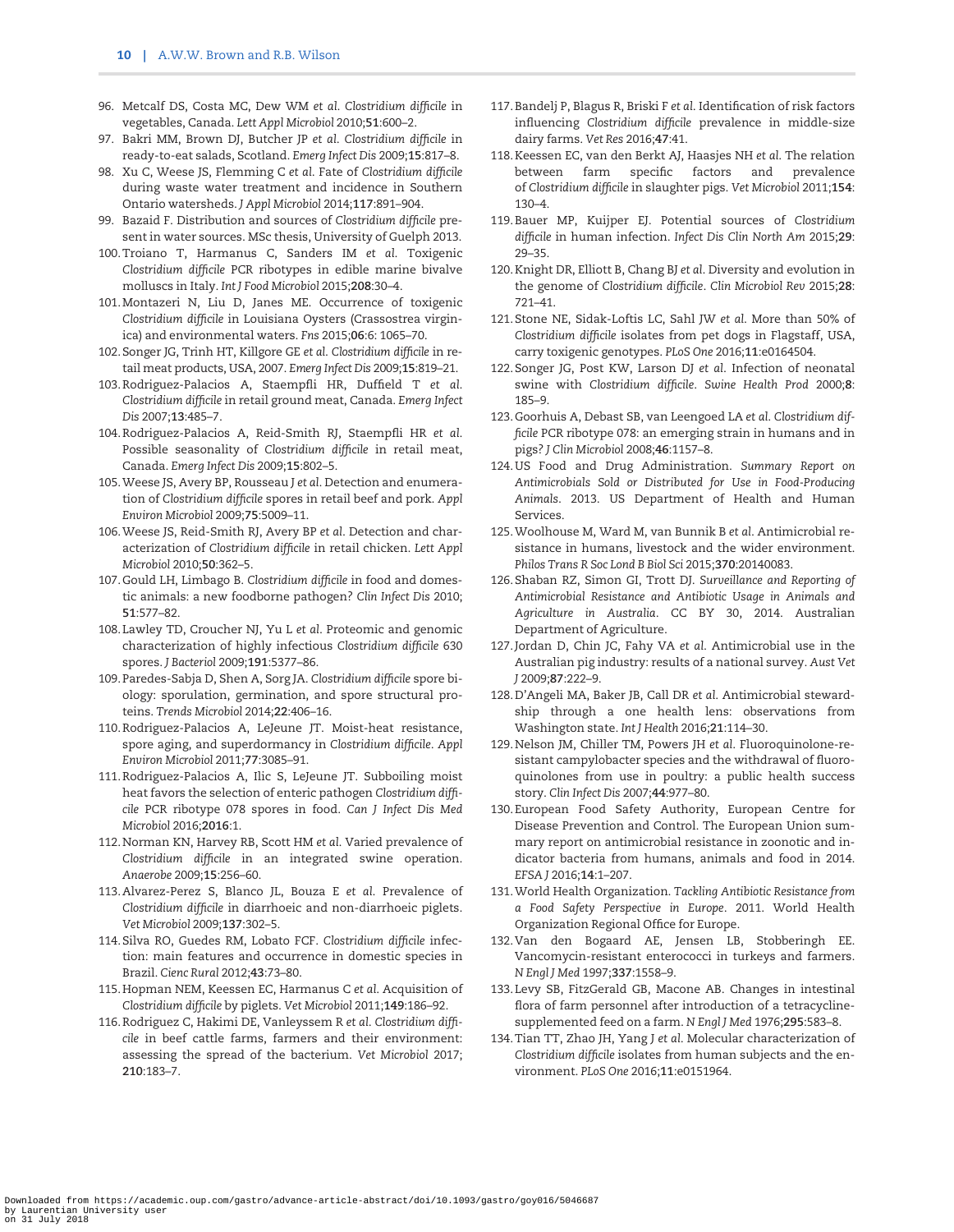96. Metcalf DS, Costa MC, Dew WM *et al. Clostridium difficile* in vegetables, Canada. *Lett Appl Microbiol* 2010;**51**:600–2.
97. Bakri MM, Brown DJ, Butcher JP *et al. Clostridium difficile* in ready-to-eat salads, Scotland. *Emerg Infect Dis* 2009;**15**:817–8.
98. Xu C, Weese JS, Flemming C *et al.* Fate of *Clostridium difficile* during waste water treatment and incidence in Southern Ontario watersheds. *J Appl Microbiol* 2014;**117**:891–904.
99. Bazaid F. Distribution and sources of *Clostridium difficile* present in water sources. MSc thesis, University of Guelph 2013.
100. Troiano T, Harmanus C, Sanders IM *et al.* Toxigenic *Clostridium difficile* PCR ribotypes in edible marine bivalve molluscs in Italy. *Int J Food Microbiol* 2015;**208**:30–4.
101. Montazeri N, Liu D, Janes ME. Occurrence of toxigenic *Clostridium difficile* in Louisiana Oysters (Crassostrea virginica) and environmental waters. *Fns* 2015;**06**:6: 1065–70.
102. Songer JG, Trinh HT, Killgore GE *et al. Clostridium difficile* in retail meat products, USA, 2007. *Emerg Infect Dis* 2009;**15**:819–21.
103. Rodriguez-Palacios A, Staempfli HR, Duffield T *et al. Clostridium difficile* in retail ground meat, Canada. *Emerg Infect Dis* 2007;**13**:485–7.
104. Rodriguez-Palacios A, Reid-Smith RJ, Staempfli HR *et al.* Possible seasonality of *Clostridium difficile* in retail meat, Canada. *Emerg Infect Dis* 2009;**15**:802–5.
105. Weese JS, Avery BP, Rousseau J *et al.* Detection and enumeration of *Clostridium difficile* spores in retail beef and pork. *Appl Environ Microbiol* 2009;**75**:5009–11.
106. Weese JS, Reid-Smith RJ, Avery BP *et al.* Detection and characterization of *Clostridium difficile* in retail chicken. *Lett Appl Microbiol* 2010;**50**:362–5.
107. Gould LH, Limbago B. *Clostridium difficile* in food and domestic animals: a new foodborne pathogen? *Clin Infect Dis* 2010; **51**:577–82.
108. Lawley TD, Croucher NJ, Yu L *et al.* Proteomic and genomic characterization of highly infectious *Clostridium difficile* 630 spores. *J Bacteriol* 2009;**191**:5377–86.
109. Paredes-Sabja D, Shen A, Sorg JA. *Clostridium difficile* spore biology: sporulation, germination, and spore structural proteins. *Trends Microbiol* 2014;**22**:406–16.
110. Rodriguez-Palacios A, LeJeune JT. Moist-heat resistance, spore aging, and superdormancy in *Clostridium difficile*. *Appl Environ Microbiol* 2011;**77**:3085–91.
111. Rodriguez-Palacios A, Ilic S, LeJeune JT. Subboiling moist heat favors the selection of enteric pathogen *Clostridium difficile* PCR ribotype 078 spores in food. *Can J Infect Dis Med Microbiol* 2016;**2016**:1.
112. Norman KN, Harvey RB, Scott HM *et al.* Varied prevalence of *Clostridium difficile* in an integrated swine operation. *Anaerobe* 2009;**15**:256–60.
113. Alvarez-Perez S, Blanco JL, Bouza E *et al.* Prevalence of *Clostridium difficile* in diarrhoeic and non-diarrhoeic piglets. *Vet Microbiol* 2009;**137**:302–5.
114. Silva RO, Guedes RM, Lobato FCF. *Clostridium difficile* infection: main features and occurrence in domestic species in Brazil. *Cienc Rural* 2012;**43**:73–80.
115. Hopman NEM, Keessen EC, Harmanus C *et al.* Acquisition of *Clostridium difficile* by piglets. *Vet Microbiol* 2011;**149**:186–92.
116. Rodriguez C, Hakimi DE, Vanleyssem R *et al. Clostridium difficile* in beef cattle farms, farmers and their environment: assessing the spread of the bacterium. *Vet Microbiol* 2017; **210**:183–7.
117. Bandelj P, Blagus R, Briski F *et al.* Identification of risk factors influencing *Clostridium difficile* prevalence in middle-size dairy farms. *Vet Res* 2016;**47**:41.
118. Keessen EC, van den Berkt AJ, Haasjes NH *et al.* The relation between farm specific factors and prevalence of *Clostridium difficile* in slaughter pigs. *Vet Microbiol* 2011;**154**: 130–4.
119. Bauer MP, Kuijper EJ. Potential sources of *Clostridium difficile* in human infection. *Infect Dis Clin North Am* 2015;**29**: 29–35.
120. Knight DR, Elliott B, Chang BJ *et al.* Diversity and evolution in the genome of *Clostridium difficile*. *Clin Microbiol Rev* 2015;**28**: 721–41.
121. Stone NE, Sidak-Loftis LC, Sahl JW *et al.* More than 50% of *Clostridium difficile* isolates from pet dogs in Flagstaff, USA, carry toxigenic genotypes. *PLoS One* 2016;**11**:e0164504.
122. Songer JG, Post KW, Larson DJ *et al.* Infection of neonatal swine with *Clostridium difficile*. *Swine Health Prod* 2000;**8**: 185–9.
123. Goorhuis A, Debast SB, van Leengoed LA *et al. Clostridium difficile* PCR ribotype 078: an emerging strain in humans and in pigs? *J Clin Microbiol* 2008;**46**:1157–8.
124. US Food and Drug Administration. *Summary Report on Antimicrobials Sold or Distributed for Use in Food-Producing Animals*. 2013. US Department of Health and Human Services.
125. Woolhouse M, Ward M, van Bunnik B *et al.* Antimicrobial resistance in humans, livestock and the wider environment. *Philos Trans R Soc Lond B Biol Sci* 2015;**370**:20140083.
126. Shaban RZ, Simon GI, Trott DJ. *Surveillance and Reporting of Antimicrobial Resistance and Antibiotic Usage in Animals and Agriculture in Australia*. CC BY 30, 2014. Australian Department of Agriculture.
127. Jordan D, Chin JC, Fahy VA *et al.* Antimicrobial use in the Australian pig industry: results of a national survey. *Aust Vet J* 2009;**87**:222–9.
128. D'Angeli MA, Baker JB, Call DR *et al.* Antimicrobial stewardship through a one health lens: observations from Washington state. *Int J Health* 2016;**21**:114–30.
129. Nelson JM, Chiller TM, Powers JH *et al.* Fluoroquinolone-resistant campylobacter species and the withdrawal of fluoroquinolones from use in poultry: a public health success story. *Clin Infect Dis* 2007;**44**:977–80.
130. European Food Safety Authority, European Centre for Disease Prevention and Control. The European Union summary report on antimicrobial resistance in zoonotic and indicator bacteria from humans, animals and food in 2014. *EFSA J* 2016;**14**:1–207.
131. World Health Organization. *Tackling Antibiotic Resistance from a Food Safety Perspective in Europe*. 2011. World Health Organization Regional Office for Europe.
132. Van den Bogaard AE, Jensen LB, Stobberingh EE. Vancomycin-resistant enterococci in turkeys and farmers. *N Engl J Med* 1997;**337**:1558–9.
133. Levy SB, FitzGerald GB, Macone AB. Changes in intestinal flora of farm personnel after introduction of a tetracycline-supplemented feed on a farm. *N Engl J Med* 1976;**295**:583–8.
134. Tian TT, Zhao JH, Yang J *et al.* Molecular characterization of *Clostridium difficile* isolates from human subjects and the environment. *PLoS One* 2016;**11**:e0151964.